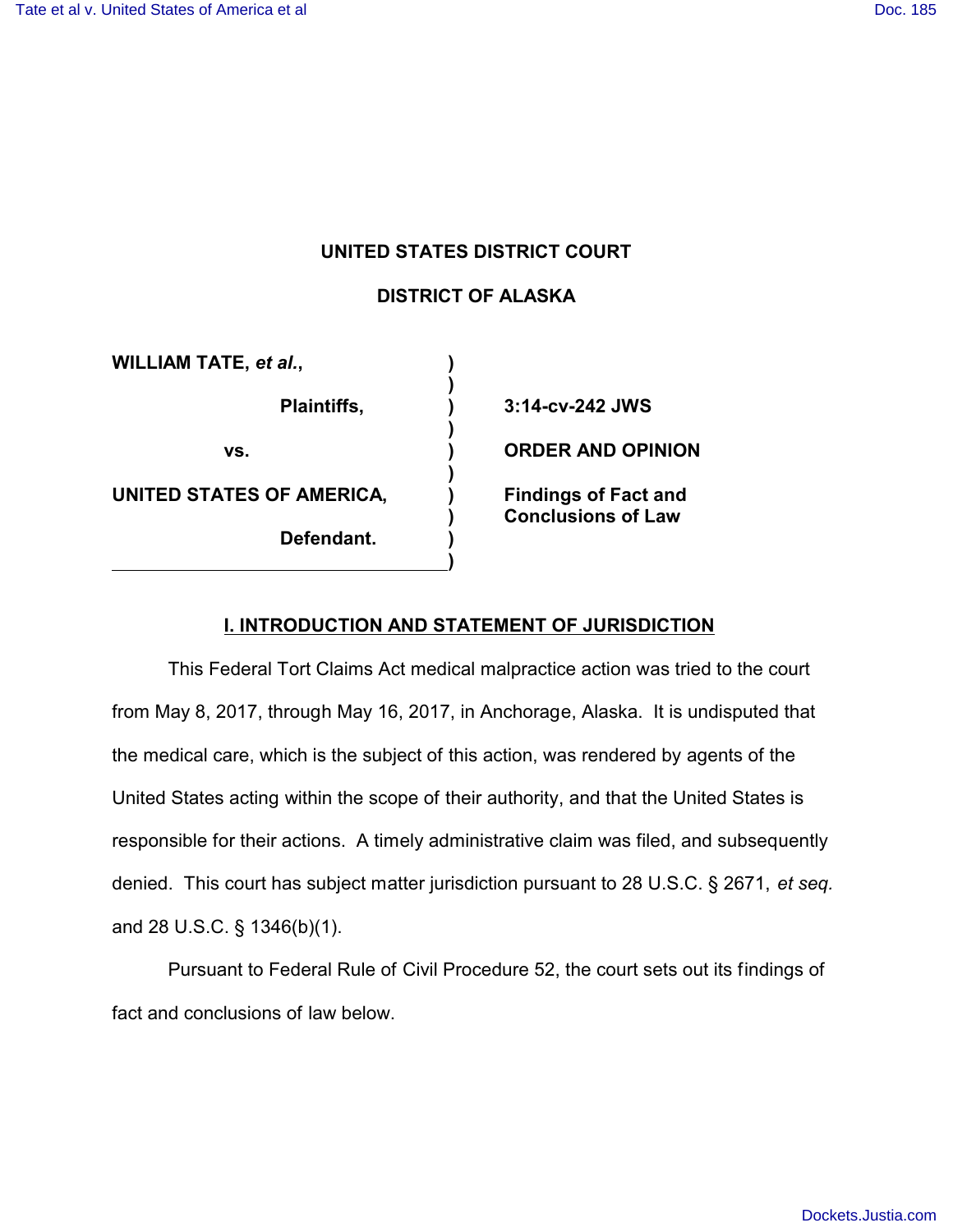# UNITED STATES DISTRICT COURT

## DISTRICT OF ALASKA

| | | |
|---|---|---|
| **WILLIAM TATE, *et al.*,** | ) | |
| **Plaintiffs,** | ) | **3:14-cv-242 JWS** |
| **vs.** | ) | **ORDER AND OPINION** |
| **UNITED STATES OF AMERICA,** | ) | **Findings of Fact and Conclusions of Law** |
| **Defendant.** | ) | |

## I. INTRODUCTION AND STATEMENT OF JURISDICTION

This Federal Tort Claims Act medical malpractice action was tried to the court from May 8, 2017, through May 16, 2017, in Anchorage, Alaska. It is undisputed that the medical care, which is the subject of this action, was rendered by agents of the United States acting within the scope of their authority, and that the United States is responsible for their actions. A timely administrative claim was filed, and subsequently denied. This court has subject matter jurisdiction pursuant to 28 U.S.C. § 2671, *et seq.* and 28 U.S.C. § 1346(b)(1).

Pursuant to Federal Rule of Civil Procedure 52, the court sets out its findings of fact and conclusions of law below.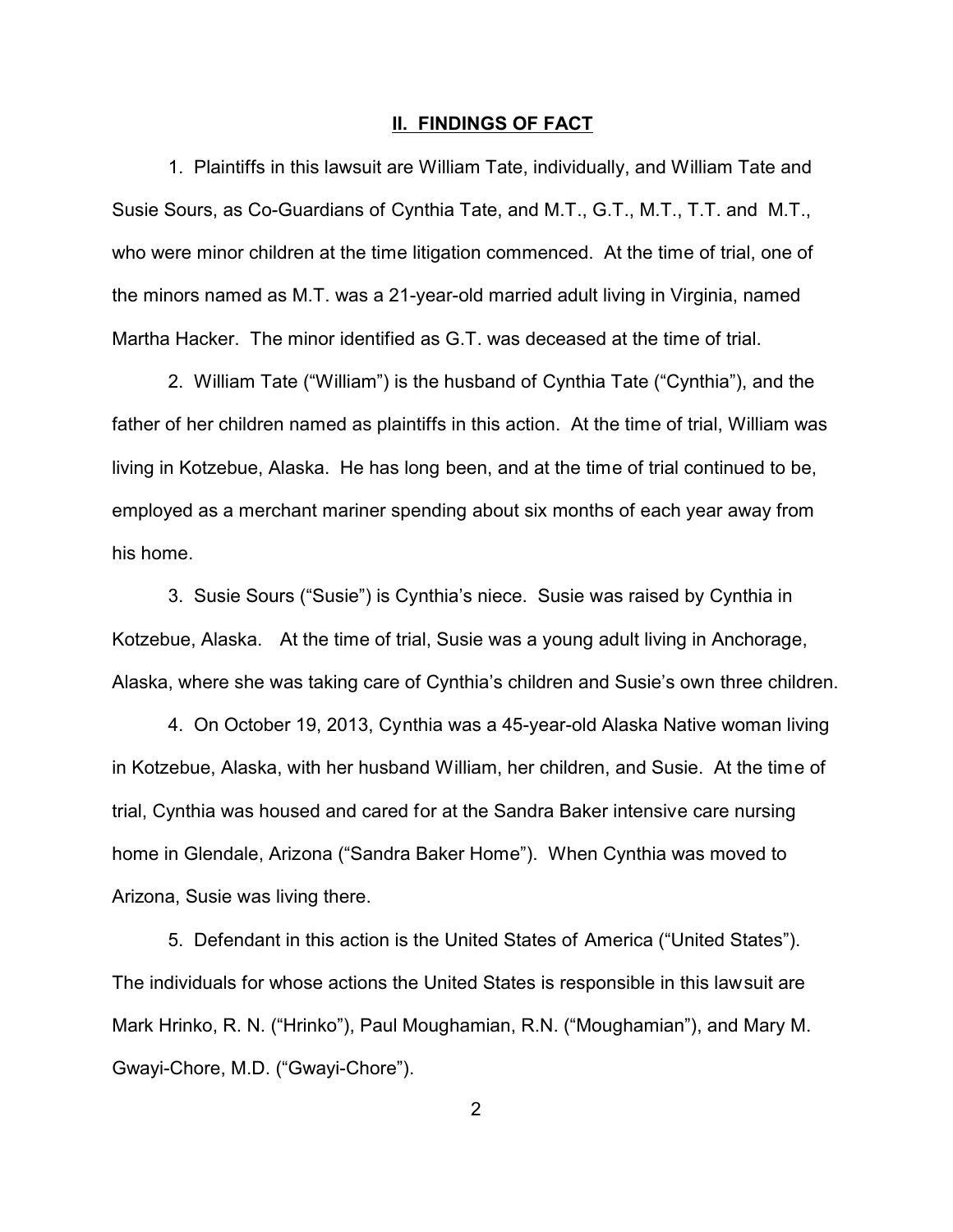## II. FINDINGS OF FACT

1. Plaintiffs in this lawsuit are William Tate, individually, and William Tate and Susie Sours, as Co-Guardians of Cynthia Tate, and M.T., G.T., M.T., T.T. and M.T., who were minor children at the time litigation commenced. At the time of trial, one of the minors named as M.T. was a 21-year-old married adult living in Virginia, named Martha Hacker. The minor identified as G.T. was deceased at the time of trial.

2. William Tate ("William") is the husband of Cynthia Tate ("Cynthia"), and the father of her children named as plaintiffs in this action. At the time of trial, William was living in Kotzebue, Alaska. He has long been, and at the time of trial continued to be, employed as a merchant mariner spending about six months of each year away from his home.

3. Susie Sours ("Susie") is Cynthia's niece. Susie was raised by Cynthia in Kotzebue, Alaska. At the time of trial, Susie was a young adult living in Anchorage, Alaska, where she was taking care of Cynthia's children and Susie's own three children.

4. On October 19, 2013, Cynthia was a 45-year-old Alaska Native woman living in Kotzebue, Alaska, with her husband William, her children, and Susie. At the time of trial, Cynthia was housed and cared for at the Sandra Baker intensive care nursing home in Glendale, Arizona ("Sandra Baker Home"). When Cynthia was moved to Arizona, Susie was living there.

5. Defendant in this action is the United States of America ("United States"). The individuals for whose actions the United States is responsible in this lawsuit are Mark Hrinko, R. N. ("Hrinko"), Paul Moughamian, R.N. ("Moughamian"), and Mary M. Gwayi-Chore, M.D. ("Gwayi-Chore").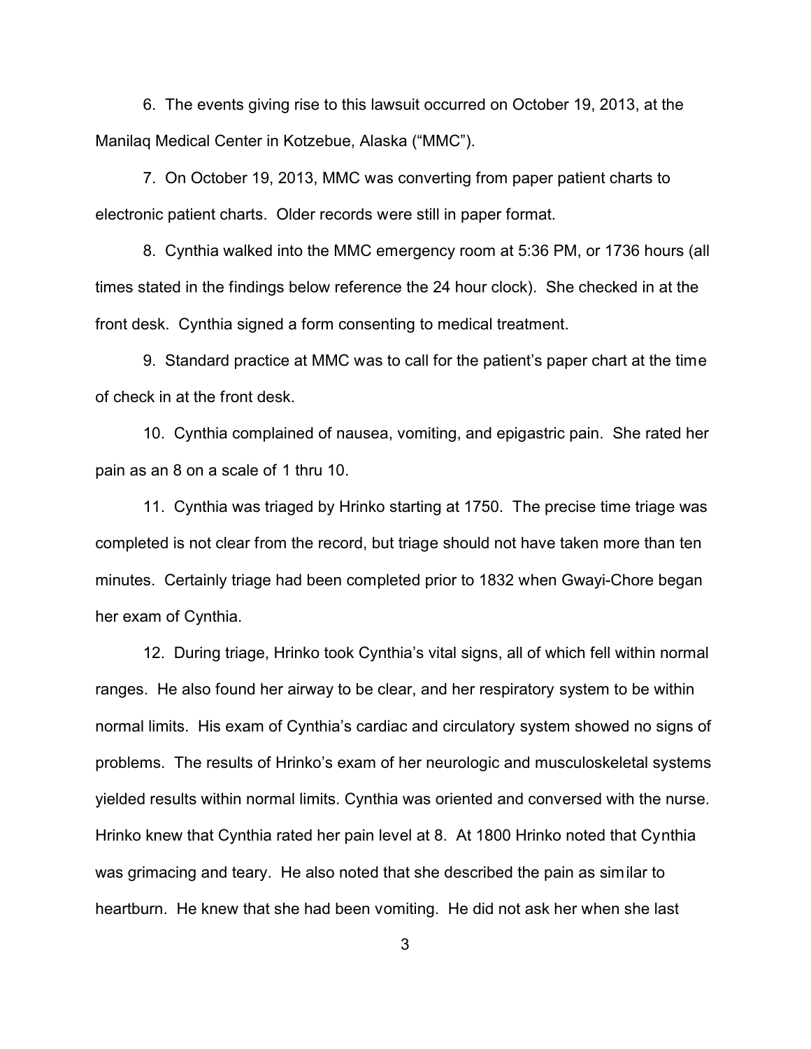6. The events giving rise to this lawsuit occurred on October 19, 2013, at the Manilaq Medical Center in Kotzebue, Alaska ("MMC").

7. On October 19, 2013, MMC was converting from paper patient charts to electronic patient charts. Older records were still in paper format.

8. Cynthia walked into the MMC emergency room at 5:36 PM, or 1736 hours (all times stated in the findings below reference the 24 hour clock). She checked in at the front desk. Cynthia signed a form consenting to medical treatment.

9. Standard practice at MMC was to call for the patient's paper chart at the time of check in at the front desk.

10. Cynthia complained of nausea, vomiting, and epigastric pain. She rated her pain as an 8 on a scale of 1 thru 10.

11. Cynthia was triaged by Hrinko starting at 1750. The precise time triage was completed is not clear from the record, but triage should not have taken more than ten minutes. Certainly triage had been completed prior to 1832 when Gwayi-Chore began her exam of Cynthia.

12. During triage, Hrinko took Cynthia's vital signs, all of which fell within normal ranges. He also found her airway to be clear, and her respiratory system to be within normal limits. His exam of Cynthia's cardiac and circulatory system showed no signs of problems. The results of Hrinko's exam of her neurologic and musculoskeletal systems yielded results within normal limits. Cynthia was oriented and conversed with the nurse. Hrinko knew that Cynthia rated her pain level at 8. At 1800 Hrinko noted that Cynthia was grimacing and teary. He also noted that she described the pain as similar to heartburn. He knew that she had been vomiting. He did not ask her when she last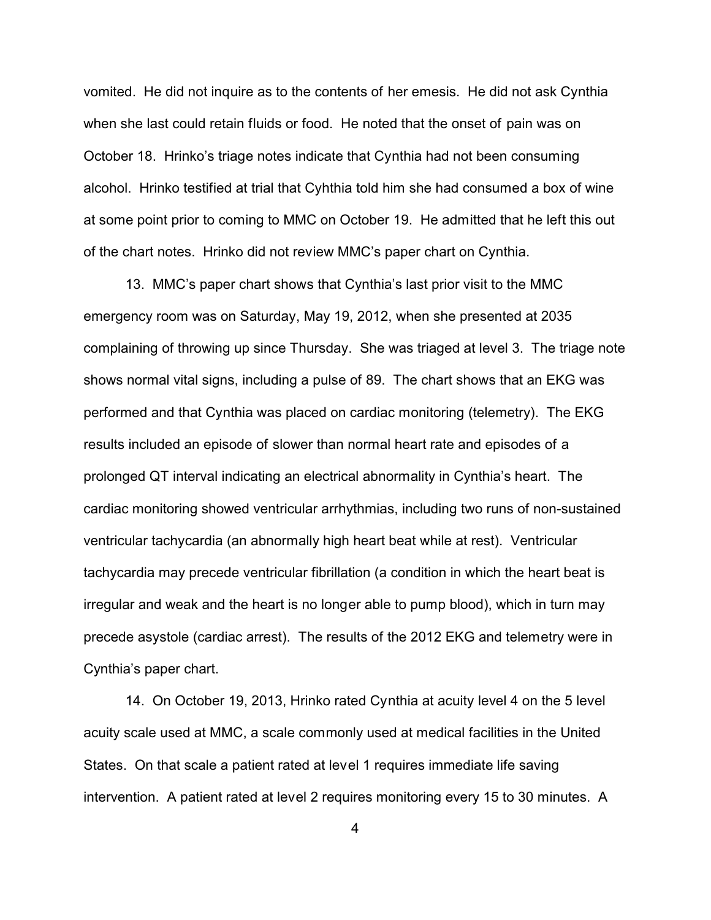vomited. He did not inquire as to the contents of her emesis. He did not ask Cynthia when she last could retain fluids or food. He noted that the onset of pain was on October 18. Hrinko's triage notes indicate that Cynthia had not been consuming alcohol. Hrinko testified at trial that Cyhthia told him she had consumed a box of wine at some point prior to coming to MMC on October 19. He admitted that he left this out of the chart notes. Hrinko did not review MMC's paper chart on Cynthia.

13. MMC's paper chart shows that Cynthia's last prior visit to the MMC emergency room was on Saturday, May 19, 2012, when she presented at 2035 complaining of throwing up since Thursday. She was triaged at level 3. The triage note shows normal vital signs, including a pulse of 89. The chart shows that an EKG was performed and that Cynthia was placed on cardiac monitoring (telemetry). The EKG results included an episode of slower than normal heart rate and episodes of a prolonged QT interval indicating an electrical abnormality in Cynthia's heart. The cardiac monitoring showed ventricular arrhythmias, including two runs of non-sustained ventricular tachycardia (an abnormally high heart beat while at rest). Ventricular tachycardia may precede ventricular fibrillation (a condition in which the heart beat is irregular and weak and the heart is no longer able to pump blood), which in turn may precede asystole (cardiac arrest). The results of the 2012 EKG and telemetry were in Cynthia's paper chart.

14. On October 19, 2013, Hrinko rated Cynthia at acuity level 4 on the 5 level acuity scale used at MMC, a scale commonly used at medical facilities in the United States. On that scale a patient rated at level 1 requires immediate life saving intervention. A patient rated at level 2 requires monitoring every 15 to 30 minutes. A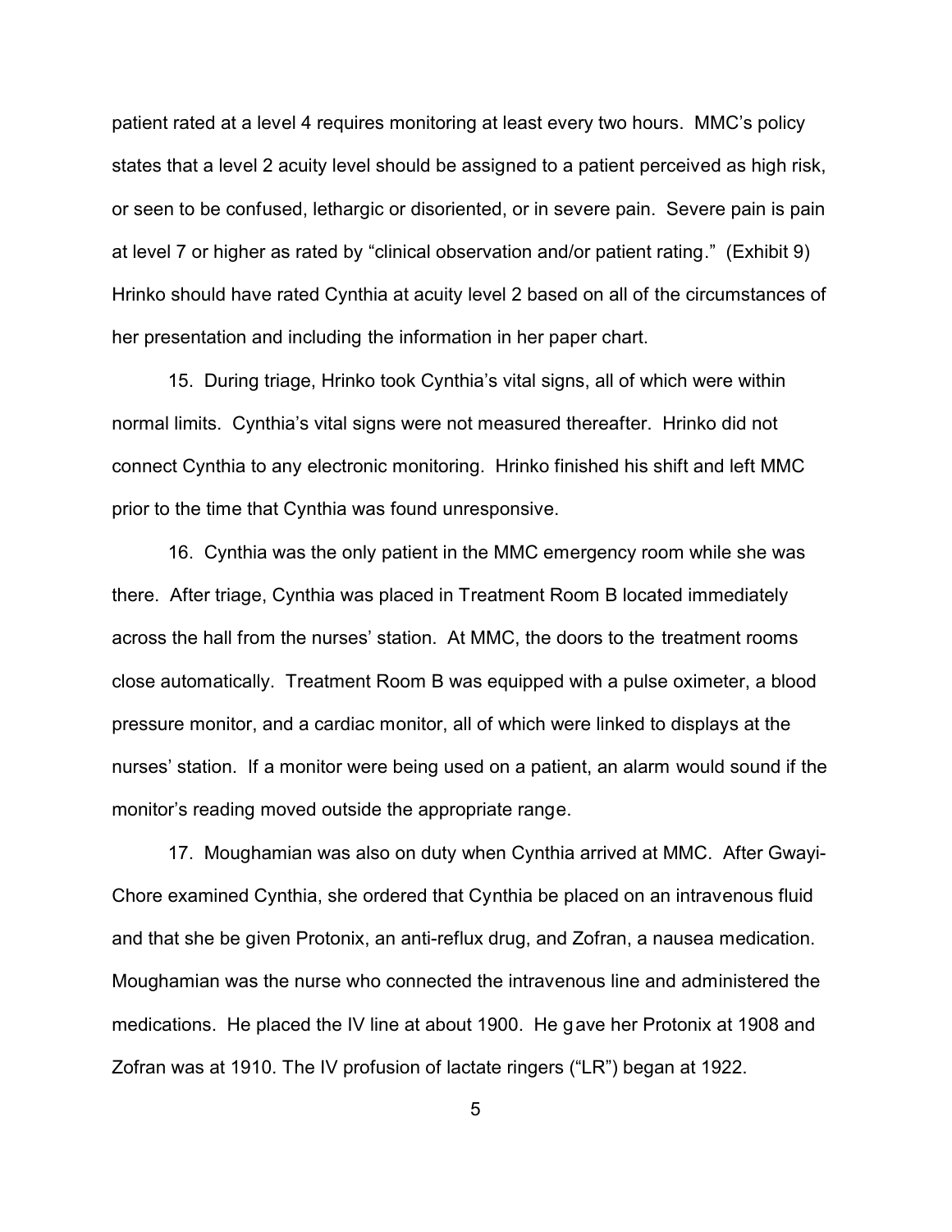patient rated at a level 4 requires monitoring at least every two hours. MMC's policy states that a level 2 acuity level should be assigned to a patient perceived as high risk, or seen to be confused, lethargic or disoriented, or in severe pain. Severe pain is pain at level 7 or higher as rated by "clinical observation and/or patient rating." (Exhibit 9) Hrinko should have rated Cynthia at acuity level 2 based on all of the circumstances of her presentation and including the information in her paper chart.

15. During triage, Hrinko took Cynthia's vital signs, all of which were within normal limits. Cynthia's vital signs were not measured thereafter. Hrinko did not connect Cynthia to any electronic monitoring. Hrinko finished his shift and left MMC prior to the time that Cynthia was found unresponsive.

16. Cynthia was the only patient in the MMC emergency room while she was there. After triage, Cynthia was placed in Treatment Room B located immediately across the hall from the nurses' station. At MMC, the doors to the treatment rooms close automatically. Treatment Room B was equipped with a pulse oximeter, a blood pressure monitor, and a cardiac monitor, all of which were linked to displays at the nurses' station. If a monitor were being used on a patient, an alarm would sound if the monitor's reading moved outside the appropriate range.

17. Moughamian was also on duty when Cynthia arrived at MMC. After Gwayi-Chore examined Cynthia, she ordered that Cynthia be placed on an intravenous fluid and that she be given Protonix, an anti-reflux drug, and Zofran, a nausea medication. Moughamian was the nurse who connected the intravenous line and administered the medications. He placed the IV line at about 1900. He gave her Protonix at 1908 and Zofran was at 1910. The IV profusion of lactate ringers ("LR") began at 1922.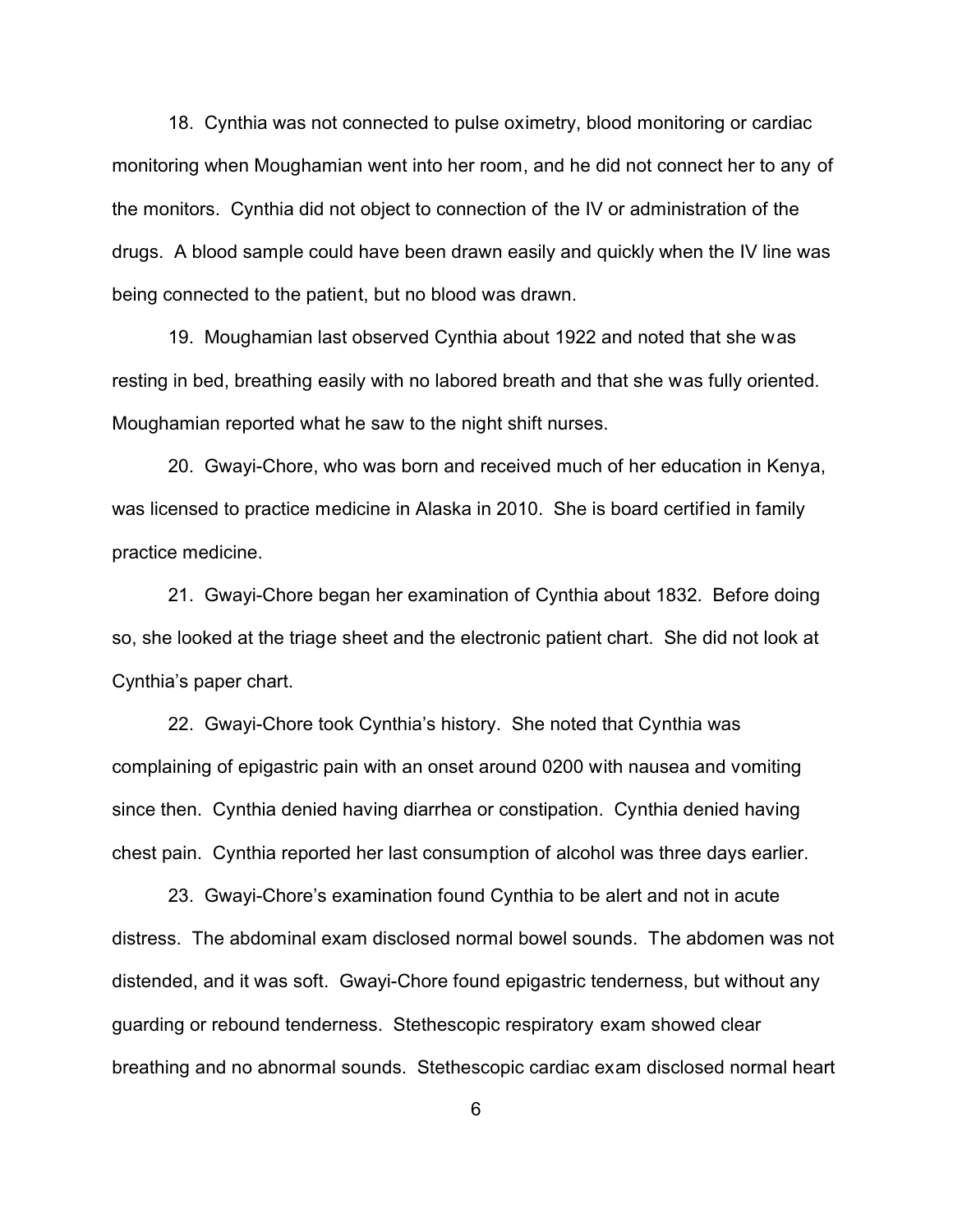18. Cynthia was not connected to pulse oximetry, blood monitoring or cardiac monitoring when Moughamian went into her room, and he did not connect her to any of the monitors. Cynthia did not object to connection of the IV or administration of the drugs. A blood sample could have been drawn easily and quickly when the IV line was being connected to the patient, but no blood was drawn.

19. Moughamian last observed Cynthia about 1922 and noted that she was resting in bed, breathing easily with no labored breath and that she was fully oriented. Moughamian reported what he saw to the night shift nurses.

20. Gwayi-Chore, who was born and received much of her education in Kenya, was licensed to practice medicine in Alaska in 2010. She is board certified in family practice medicine.

21. Gwayi-Chore began her examination of Cynthia about 1832. Before doing so, she looked at the triage sheet and the electronic patient chart. She did not look at Cynthia's paper chart.

22. Gwayi-Chore took Cynthia's history. She noted that Cynthia was complaining of epigastric pain with an onset around 0200 with nausea and vomiting since then. Cynthia denied having diarrhea or constipation. Cynthia denied having chest pain. Cynthia reported her last consumption of alcohol was three days earlier.

23. Gwayi-Chore's examination found Cynthia to be alert and not in acute distress. The abdominal exam disclosed normal bowel sounds. The abdomen was not distended, and it was soft. Gwayi-Chore found epigastric tenderness, but without any guarding or rebound tenderness. Stethescopic respiratory exam showed clear breathing and no abnormal sounds. Stethescopic cardiac exam disclosed normal heart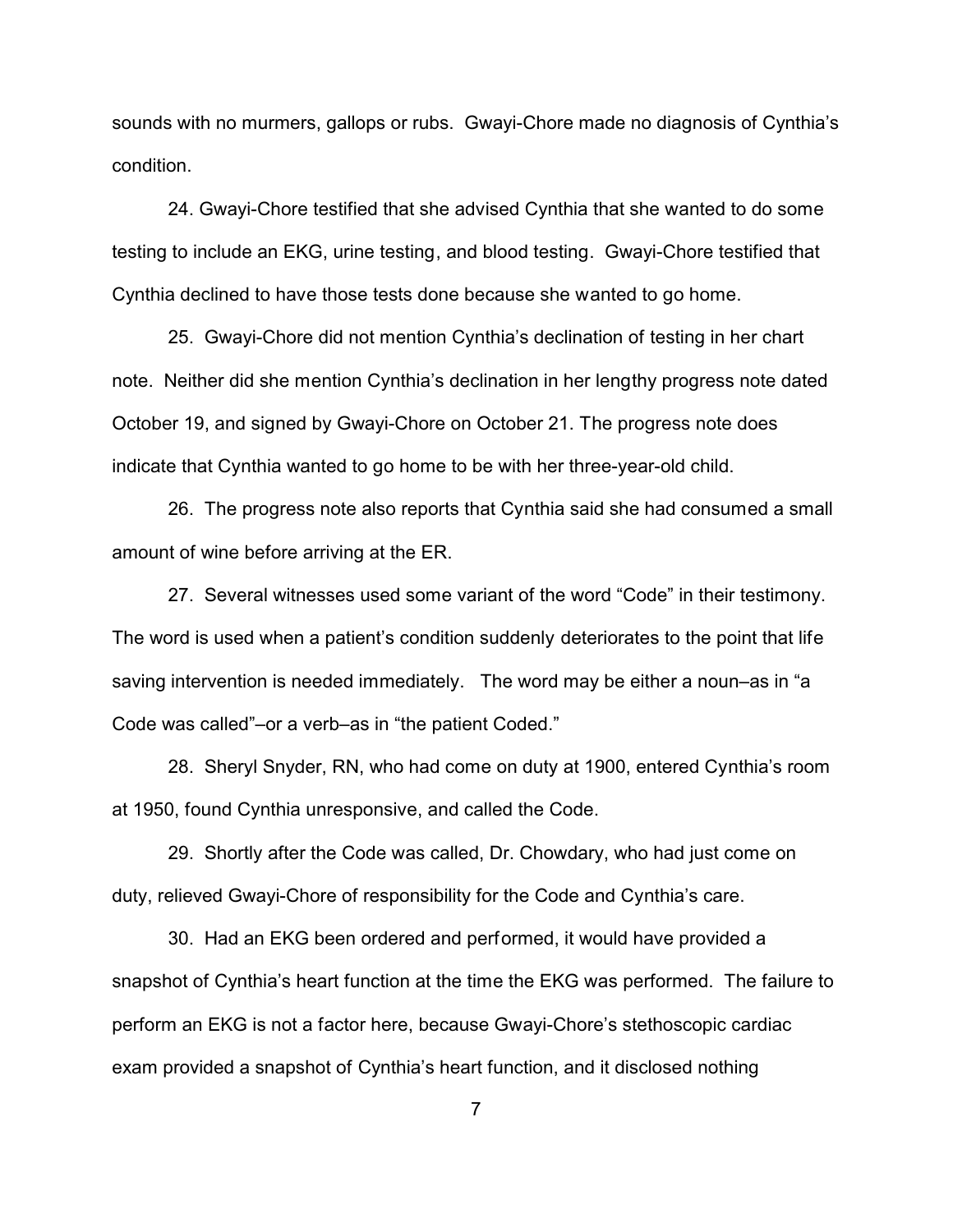sounds with no murmers, gallops or rubs. Gwayi-Chore made no diagnosis of Cynthia's condition.

24. Gwayi-Chore testified that she advised Cynthia that she wanted to do some testing to include an EKG, urine testing, and blood testing. Gwayi-Chore testified that Cynthia declined to have those tests done because she wanted to go home.

25. Gwayi-Chore did not mention Cynthia's declination of testing in her chart note. Neither did she mention Cynthia's declination in her lengthy progress note dated October 19, and signed by Gwayi-Chore on October 21. The progress note does indicate that Cynthia wanted to go home to be with her three-year-old child.

26. The progress note also reports that Cynthia said she had consumed a small amount of wine before arriving at the ER.

27. Several witnesses used some variant of the word "Code" in their testimony. The word is used when a patient's condition suddenly deteriorates to the point that life saving intervention is needed immediately. The word may be either a noun–as in "a Code was called"–or a verb–as in "the patient Coded."

28. Sheryl Snyder, RN, who had come on duty at 1900, entered Cynthia's room at 1950, found Cynthia unresponsive, and called the Code.

29. Shortly after the Code was called, Dr. Chowdary, who had just come on duty, relieved Gwayi-Chore of responsibility for the Code and Cynthia's care.

30. Had an EKG been ordered and performed, it would have provided a snapshot of Cynthia's heart function at the time the EKG was performed. The failure to perform an EKG is not a factor here, because Gwayi-Chore's stethoscopic cardiac exam provided a snapshot of Cynthia's heart function, and it disclosed nothing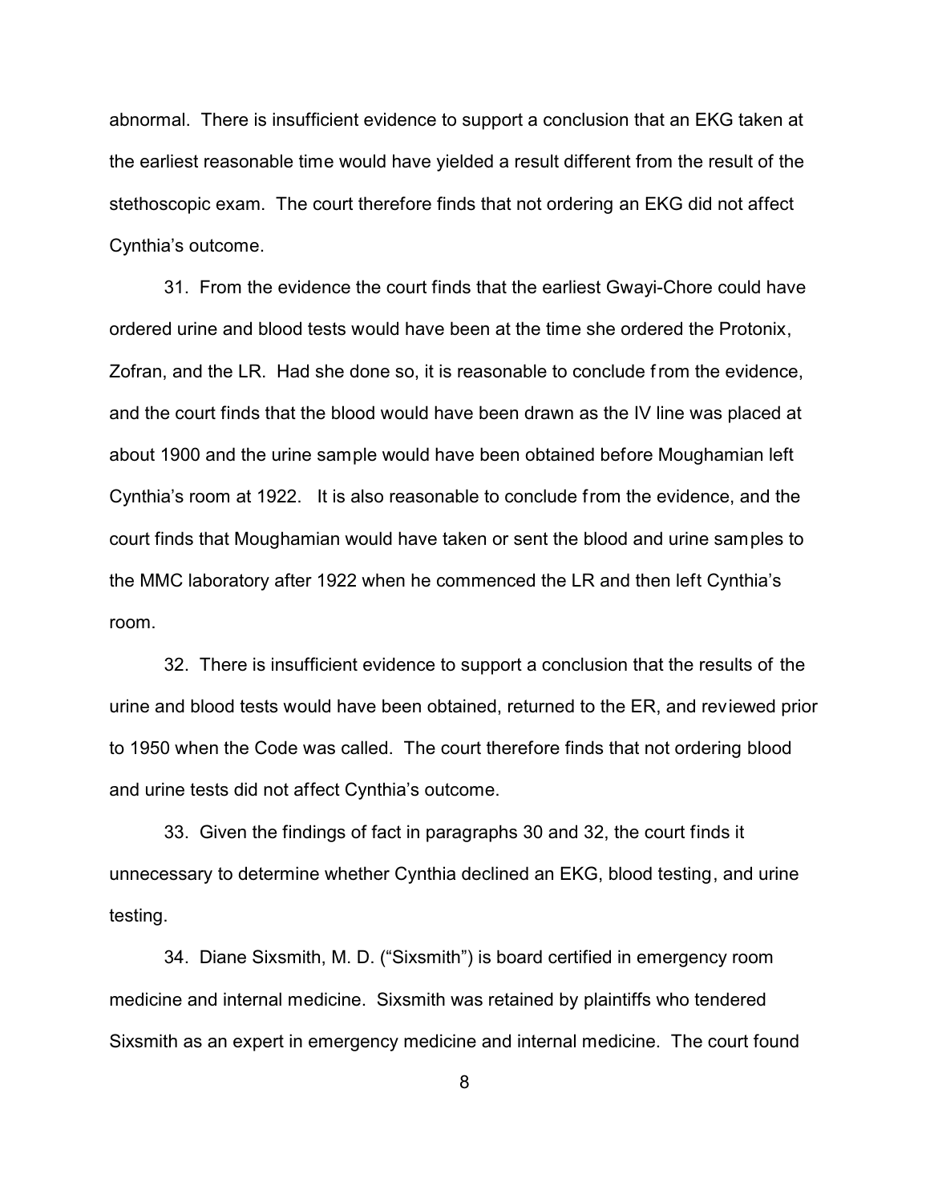abnormal. There is insufficient evidence to support a conclusion that an EKG taken at the earliest reasonable time would have yielded a result different from the result of the stethoscopic exam. The court therefore finds that not ordering an EKG did not affect Cynthia's outcome.

31. From the evidence the court finds that the earliest Gwayi-Chore could have ordered urine and blood tests would have been at the time she ordered the Protonix, Zofran, and the LR. Had she done so, it is reasonable to conclude from the evidence, and the court finds that the blood would have been drawn as the IV line was placed at about 1900 and the urine sample would have been obtained before Moughamian left Cynthia's room at 1922. It is also reasonable to conclude from the evidence, and the court finds that Moughamian would have taken or sent the blood and urine samples to the MMC laboratory after 1922 when he commenced the LR and then left Cynthia's room.

32. There is insufficient evidence to support a conclusion that the results of the urine and blood tests would have been obtained, returned to the ER, and reviewed prior to 1950 when the Code was called. The court therefore finds that not ordering blood and urine tests did not affect Cynthia's outcome.

33. Given the findings of fact in paragraphs 30 and 32, the court finds it unnecessary to determine whether Cynthia declined an EKG, blood testing, and urine testing.

34. Diane Sixsmith, M. D. ("Sixsmith") is board certified in emergency room medicine and internal medicine. Sixsmith was retained by plaintiffs who tendered Sixsmith as an expert in emergency medicine and internal medicine. The court found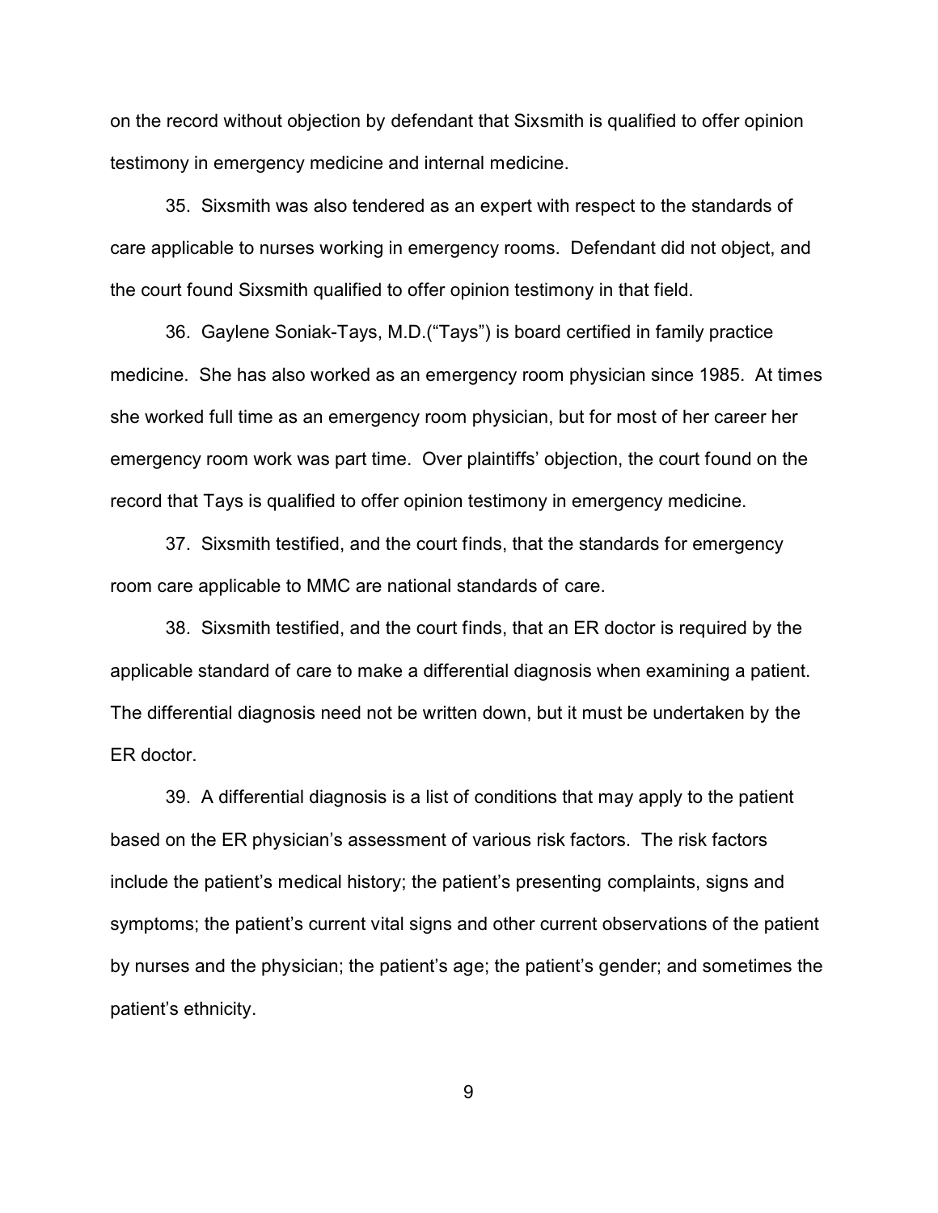on the record without objection by defendant that Sixsmith is qualified to offer opinion testimony in emergency medicine and internal medicine.

35. Sixsmith was also tendered as an expert with respect to the standards of care applicable to nurses working in emergency rooms. Defendant did not object, and the court found Sixsmith qualified to offer opinion testimony in that field.

36. Gaylene Soniak-Tays, M.D.("Tays") is board certified in family practice medicine. She has also worked as an emergency room physician since 1985. At times she worked full time as an emergency room physician, but for most of her career her emergency room work was part time. Over plaintiffs' objection, the court found on the record that Tays is qualified to offer opinion testimony in emergency medicine.

37. Sixsmith testified, and the court finds, that the standards for emergency room care applicable to MMC are national standards of care.

38. Sixsmith testified, and the court finds, that an ER doctor is required by the applicable standard of care to make a differential diagnosis when examining a patient. The differential diagnosis need not be written down, but it must be undertaken by the ER doctor.

39. A differential diagnosis is a list of conditions that may apply to the patient based on the ER physician's assessment of various risk factors. The risk factors include the patient's medical history; the patient's presenting complaints, signs and symptoms; the patient's current vital signs and other current observations of the patient by nurses and the physician; the patient's age; the patient's gender; and sometimes the patient's ethnicity.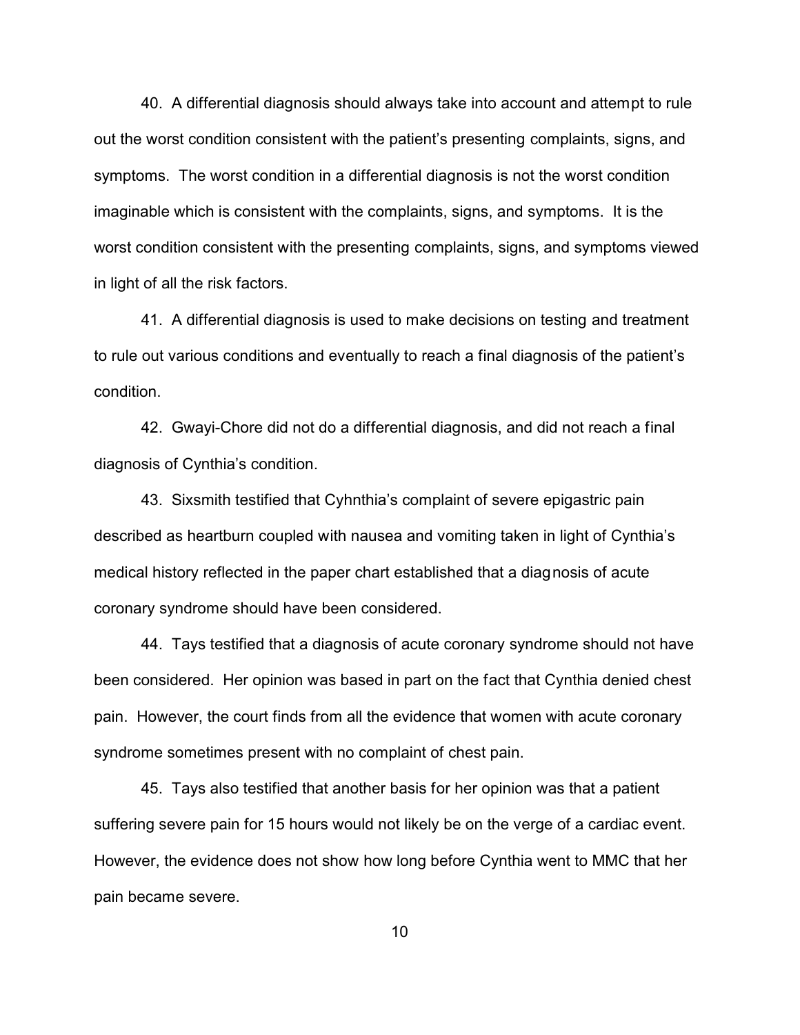40. A differential diagnosis should always take into account and attempt to rule out the worst condition consistent with the patient's presenting complaints, signs, and symptoms. The worst condition in a differential diagnosis is not the worst condition imaginable which is consistent with the complaints, signs, and symptoms. It is the worst condition consistent with the presenting complaints, signs, and symptoms viewed in light of all the risk factors.

41. A differential diagnosis is used to make decisions on testing and treatment to rule out various conditions and eventually to reach a final diagnosis of the patient's condition.

42. Gwayi-Chore did not do a differential diagnosis, and did not reach a final diagnosis of Cynthia's condition.

43. Sixsmith testified that Cyhnthia's complaint of severe epigastric pain described as heartburn coupled with nausea and vomiting taken in light of Cynthia's medical history reflected in the paper chart established that a diagnosis of acute coronary syndrome should have been considered.

44. Tays testified that a diagnosis of acute coronary syndrome should not have been considered. Her opinion was based in part on the fact that Cynthia denied chest pain. However, the court finds from all the evidence that women with acute coronary syndrome sometimes present with no complaint of chest pain.

45. Tays also testified that another basis for her opinion was that a patient suffering severe pain for 15 hours would not likely be on the verge of a cardiac event. However, the evidence does not show how long before Cynthia went to MMC that her pain became severe.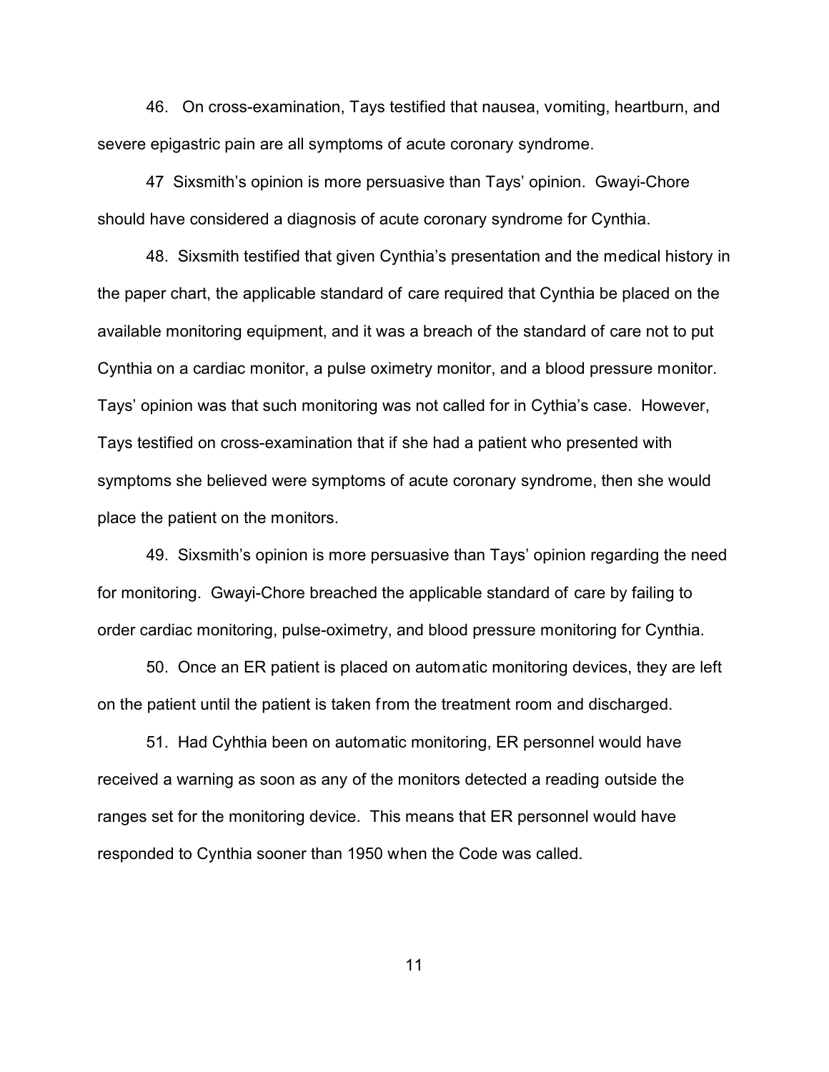46. On cross-examination, Tays testified that nausea, vomiting, heartburn, and severe epigastric pain are all symptoms of acute coronary syndrome.

47 Sixsmith's opinion is more persuasive than Tays' opinion. Gwayi-Chore should have considered a diagnosis of acute coronary syndrome for Cynthia.

48. Sixsmith testified that given Cynthia's presentation and the medical history in the paper chart, the applicable standard of care required that Cynthia be placed on the available monitoring equipment, and it was a breach of the standard of care not to put Cynthia on a cardiac monitor, a pulse oximetry monitor, and a blood pressure monitor. Tays' opinion was that such monitoring was not called for in Cythia's case. However, Tays testified on cross-examination that if she had a patient who presented with symptoms she believed were symptoms of acute coronary syndrome, then she would place the patient on the monitors.

49. Sixsmith's opinion is more persuasive than Tays' opinion regarding the need for monitoring. Gwayi-Chore breached the applicable standard of care by failing to order cardiac monitoring, pulse-oximetry, and blood pressure monitoring for Cynthia.

50. Once an ER patient is placed on automatic monitoring devices, they are left on the patient until the patient is taken from the treatment room and discharged.

51. Had Cyhthia been on automatic monitoring, ER personnel would have received a warning as soon as any of the monitors detected a reading outside the ranges set for the monitoring device. This means that ER personnel would have responded to Cynthia sooner than 1950 when the Code was called.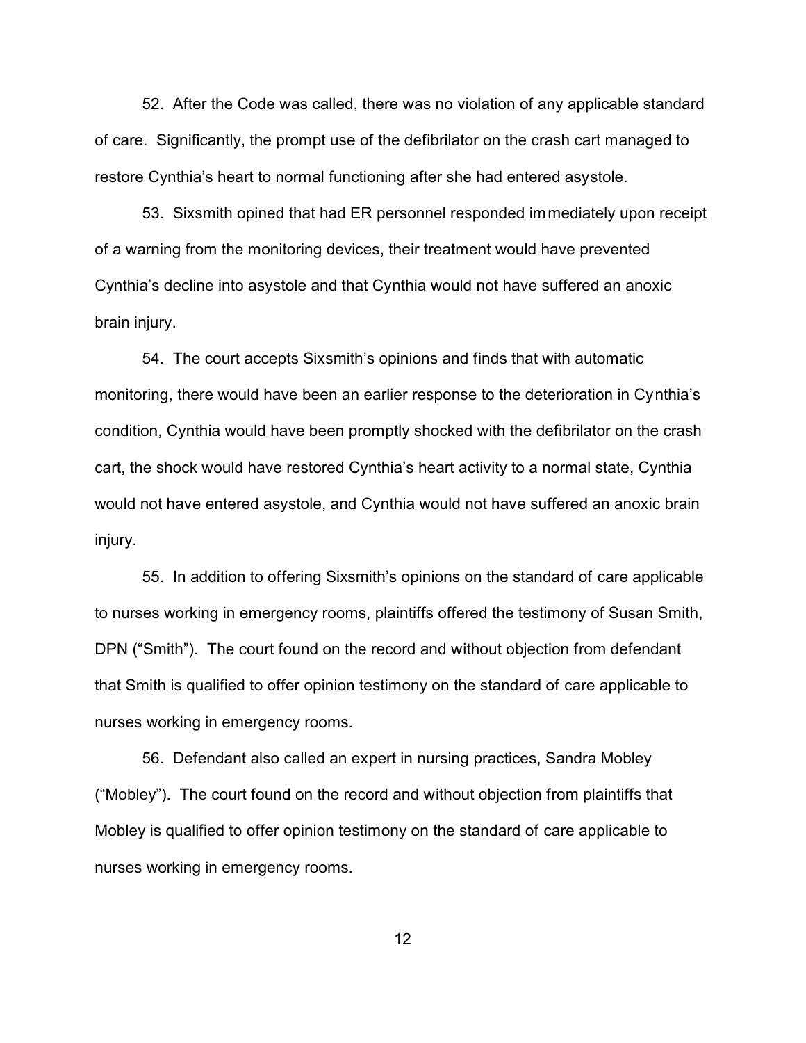52. After the Code was called, there was no violation of any applicable standard of care. Significantly, the prompt use of the defibrilator on the crash cart managed to restore Cynthia's heart to normal functioning after she had entered asystole.

53. Sixsmith opined that had ER personnel responded immediately upon receipt of a warning from the monitoring devices, their treatment would have prevented Cynthia's decline into asystole and that Cynthia would not have suffered an anoxic brain injury.

54. The court accepts Sixsmith's opinions and finds that with automatic monitoring, there would have been an earlier response to the deterioration in Cynthia's condition, Cynthia would have been promptly shocked with the defibrilator on the crash cart, the shock would have restored Cynthia's heart activity to a normal state, Cynthia would not have entered asystole, and Cynthia would not have suffered an anoxic brain injury.

55. In addition to offering Sixsmith's opinions on the standard of care applicable to nurses working in emergency rooms, plaintiffs offered the testimony of Susan Smith, DPN ("Smith"). The court found on the record and without objection from defendant that Smith is qualified to offer opinion testimony on the standard of care applicable to nurses working in emergency rooms.

56. Defendant also called an expert in nursing practices, Sandra Mobley ("Mobley"). The court found on the record and without objection from plaintiffs that Mobley is qualified to offer opinion testimony on the standard of care applicable to nurses working in emergency rooms.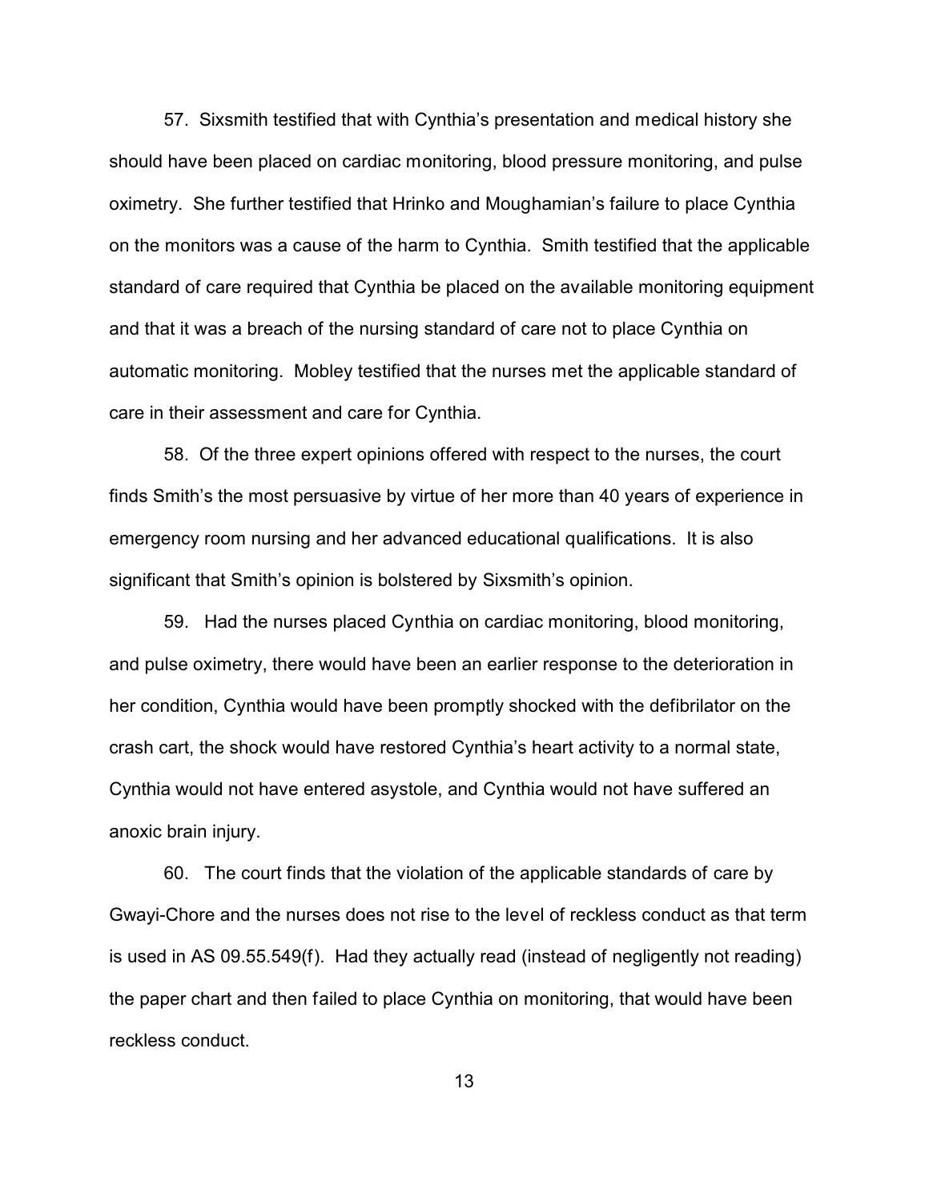57. Sixsmith testified that with Cynthia's presentation and medical history she should have been placed on cardiac monitoring, blood pressure monitoring, and pulse oximetry. She further testified that Hrinko and Moughamian's failure to place Cynthia on the monitors was a cause of the harm to Cynthia. Smith testified that the applicable standard of care required that Cynthia be placed on the available monitoring equipment and that it was a breach of the nursing standard of care not to place Cynthia on automatic monitoring. Mobley testified that the nurses met the applicable standard of care in their assessment and care for Cynthia.

58. Of the three expert opinions offered with respect to the nurses, the court finds Smith's the most persuasive by virtue of her more than 40 years of experience in emergency room nursing and her advanced educational qualifications. It is also significant that Smith's opinion is bolstered by Sixsmith's opinion.

59. Had the nurses placed Cynthia on cardiac monitoring, blood monitoring, and pulse oximetry, there would have been an earlier response to the deterioration in her condition, Cynthia would have been promptly shocked with the defibrilator on the crash cart, the shock would have restored Cynthia's heart activity to a normal state, Cynthia would not have entered asystole, and Cynthia would not have suffered an anoxic brain injury.

60. The court finds that the violation of the applicable standards of care by Gwayi-Chore and the nurses does not rise to the level of reckless conduct as that term is used in AS 09.55.549(f). Had they actually read (instead of negligently not reading) the paper chart and then failed to place Cynthia on monitoring, that would have been reckless conduct.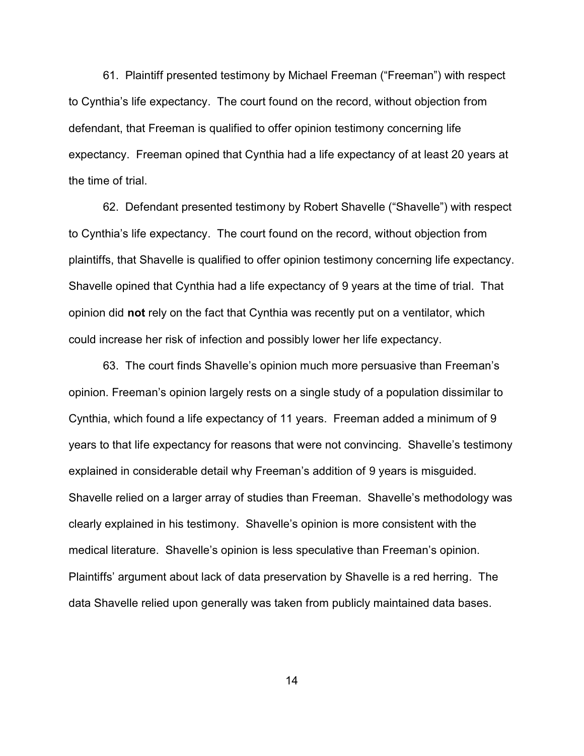61. Plaintiff presented testimony by Michael Freeman ("Freeman") with respect to Cynthia's life expectancy. The court found on the record, without objection from defendant, that Freeman is qualified to offer opinion testimony concerning life expectancy. Freeman opined that Cynthia had a life expectancy of at least 20 years at the time of trial.

62. Defendant presented testimony by Robert Shavelle ("Shavelle") with respect to Cynthia's life expectancy. The court found on the record, without objection from plaintiffs, that Shavelle is qualified to offer opinion testimony concerning life expectancy. Shavelle opined that Cynthia had a life expectancy of 9 years at the time of trial. That opinion did **not** rely on the fact that Cynthia was recently put on a ventilator, which could increase her risk of infection and possibly lower her life expectancy.

63. The court finds Shavelle's opinion much more persuasive than Freeman's opinion. Freeman's opinion largely rests on a single study of a population dissimilar to Cynthia, which found a life expectancy of 11 years. Freeman added a minimum of 9 years to that life expectancy for reasons that were not convincing. Shavelle's testimony explained in considerable detail why Freeman's addition of 9 years is misguided. Shavelle relied on a larger array of studies than Freeman. Shavelle's methodology was clearly explained in his testimony. Shavelle's opinion is more consistent with the medical literature. Shavelle's opinion is less speculative than Freeman's opinion. Plaintiffs' argument about lack of data preservation by Shavelle is a red herring. The data Shavelle relied upon generally was taken from publicly maintained data bases.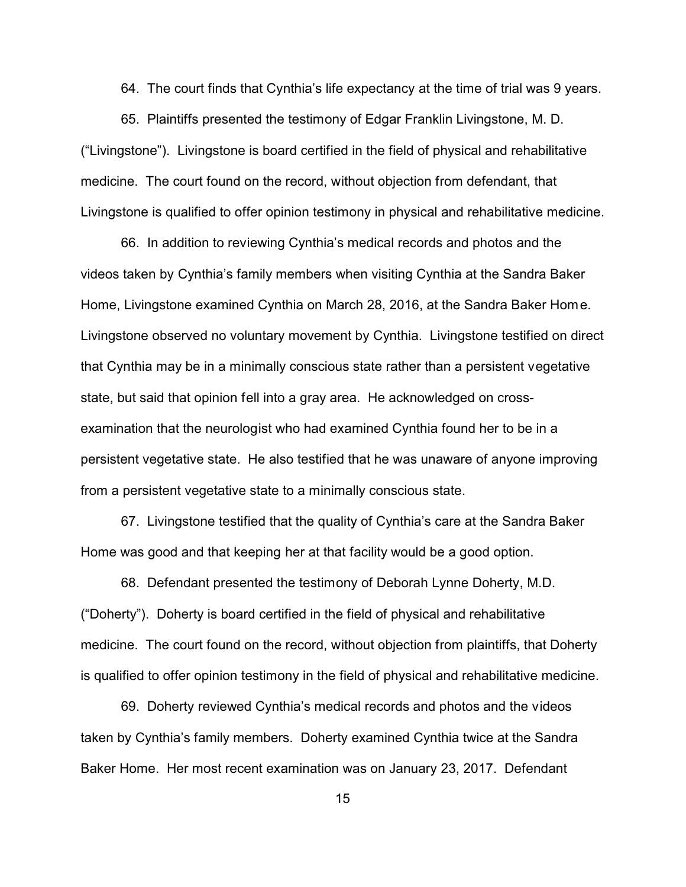64. The court finds that Cynthia's life expectancy at the time of trial was 9 years.

65. Plaintiffs presented the testimony of Edgar Franklin Livingstone, M. D. ("Livingstone"). Livingstone is board certified in the field of physical and rehabilitative medicine. The court found on the record, without objection from defendant, that Livingstone is qualified to offer opinion testimony in physical and rehabilitative medicine.

66. In addition to reviewing Cynthia's medical records and photos and the videos taken by Cynthia's family members when visiting Cynthia at the Sandra Baker Home, Livingstone examined Cynthia on March 28, 2016, at the Sandra Baker Home. Livingstone observed no voluntary movement by Cynthia. Livingstone testified on direct that Cynthia may be in a minimally conscious state rather than a persistent vegetative state, but said that opinion fell into a gray area. He acknowledged on cross-examination that the neurologist who had examined Cynthia found her to be in a persistent vegetative state. He also testified that he was unaware of anyone improving from a persistent vegetative state to a minimally conscious state.

67. Livingstone testified that the quality of Cynthia's care at the Sandra Baker Home was good and that keeping her at that facility would be a good option.

68. Defendant presented the testimony of Deborah Lynne Doherty, M.D. ("Doherty"). Doherty is board certified in the field of physical and rehabilitative medicine. The court found on the record, without objection from plaintiffs, that Doherty is qualified to offer opinion testimony in the field of physical and rehabilitative medicine.

69. Doherty reviewed Cynthia's medical records and photos and the videos taken by Cynthia's family members. Doherty examined Cynthia twice at the Sandra Baker Home. Her most recent examination was on January 23, 2017. Defendant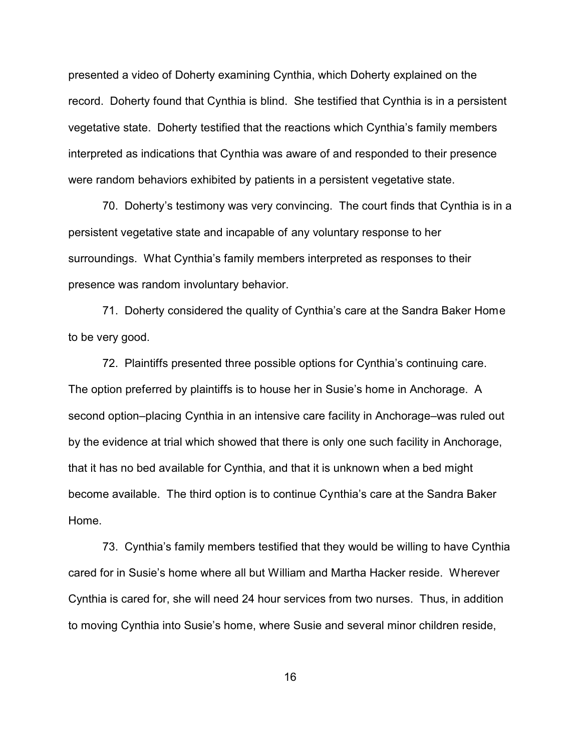presented a video of Doherty examining Cynthia, which Doherty explained on the record. Doherty found that Cynthia is blind. She testified that Cynthia is in a persistent vegetative state. Doherty testified that the reactions which Cynthia's family members interpreted as indications that Cynthia was aware of and responded to their presence were random behaviors exhibited by patients in a persistent vegetative state.

70. Doherty's testimony was very convincing. The court finds that Cynthia is in a persistent vegetative state and incapable of any voluntary response to her surroundings. What Cynthia's family members interpreted as responses to their presence was random involuntary behavior.

71. Doherty considered the quality of Cynthia's care at the Sandra Baker Home to be very good.

72. Plaintiffs presented three possible options for Cynthia's continuing care. The option preferred by plaintiffs is to house her in Susie's home in Anchorage. A second option–placing Cynthia in an intensive care facility in Anchorage–was ruled out by the evidence at trial which showed that there is only one such facility in Anchorage, that it has no bed available for Cynthia, and that it is unknown when a bed might become available. The third option is to continue Cynthia's care at the Sandra Baker Home.

73. Cynthia's family members testified that they would be willing to have Cynthia cared for in Susie's home where all but William and Martha Hacker reside. Wherever Cynthia is cared for, she will need 24 hour services from two nurses. Thus, in addition to moving Cynthia into Susie's home, where Susie and several minor children reside,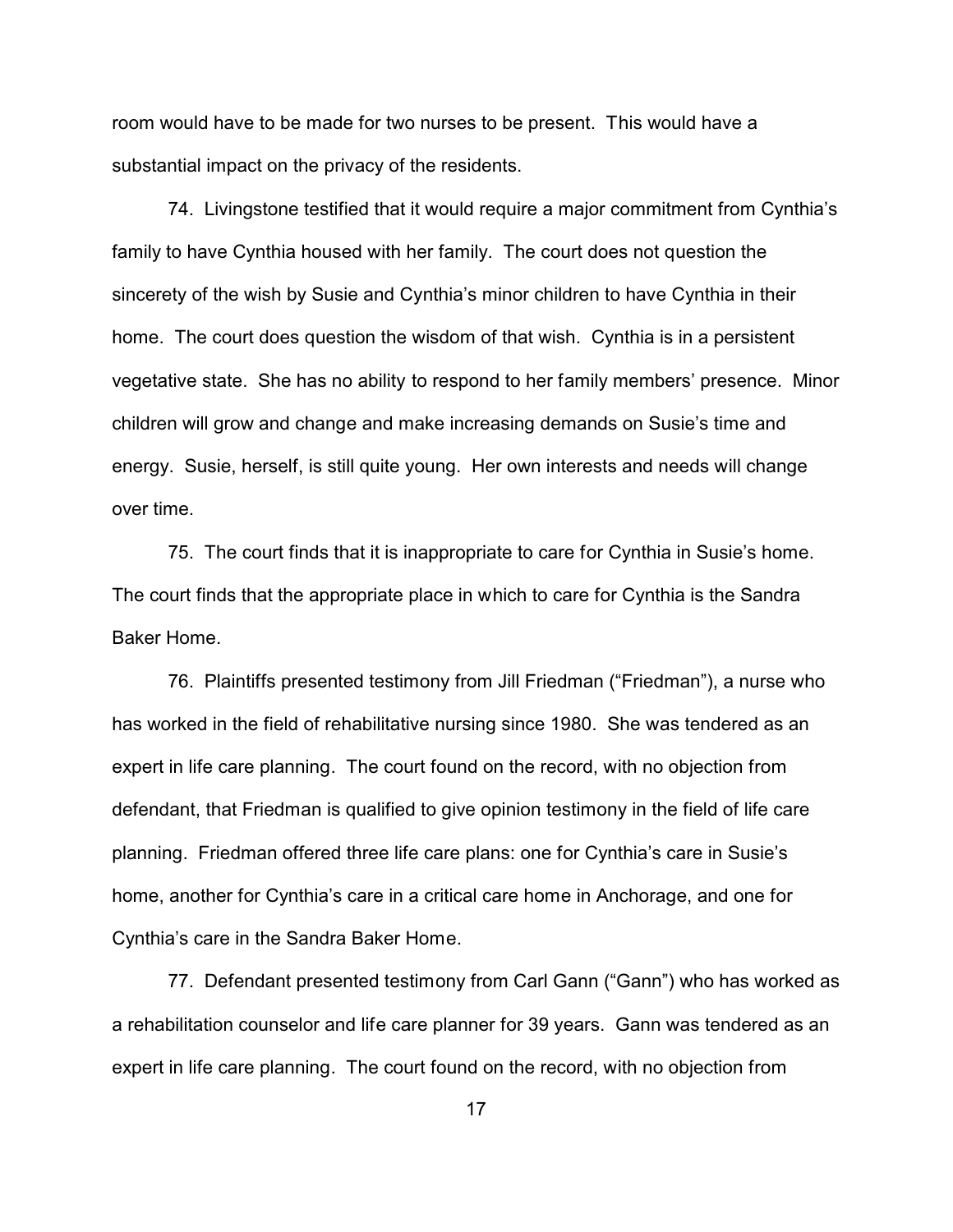room would have to be made for two nurses to be present. This would have a substantial impact on the privacy of the residents.

74. Livingstone testified that it would require a major commitment from Cynthia's family to have Cynthia housed with her family. The court does not question the sincerety of the wish by Susie and Cynthia's minor children to have Cynthia in their home. The court does question the wisdom of that wish. Cynthia is in a persistent vegetative state. She has no ability to respond to her family members' presence. Minor children will grow and change and make increasing demands on Susie's time and energy. Susie, herself, is still quite young. Her own interests and needs will change over time.

75. The court finds that it is inappropriate to care for Cynthia in Susie's home. The court finds that the appropriate place in which to care for Cynthia is the Sandra Baker Home.

76. Plaintiffs presented testimony from Jill Friedman ("Friedman"), a nurse who has worked in the field of rehabilitative nursing since 1980. She was tendered as an expert in life care planning. The court found on the record, with no objection from defendant, that Friedman is qualified to give opinion testimony in the field of life care planning. Friedman offered three life care plans: one for Cynthia's care in Susie's home, another for Cynthia's care in a critical care home in Anchorage, and one for Cynthia's care in the Sandra Baker Home.

77. Defendant presented testimony from Carl Gann ("Gann") who has worked as a rehabilitation counselor and life care planner for 39 years. Gann was tendered as an expert in life care planning. The court found on the record, with no objection from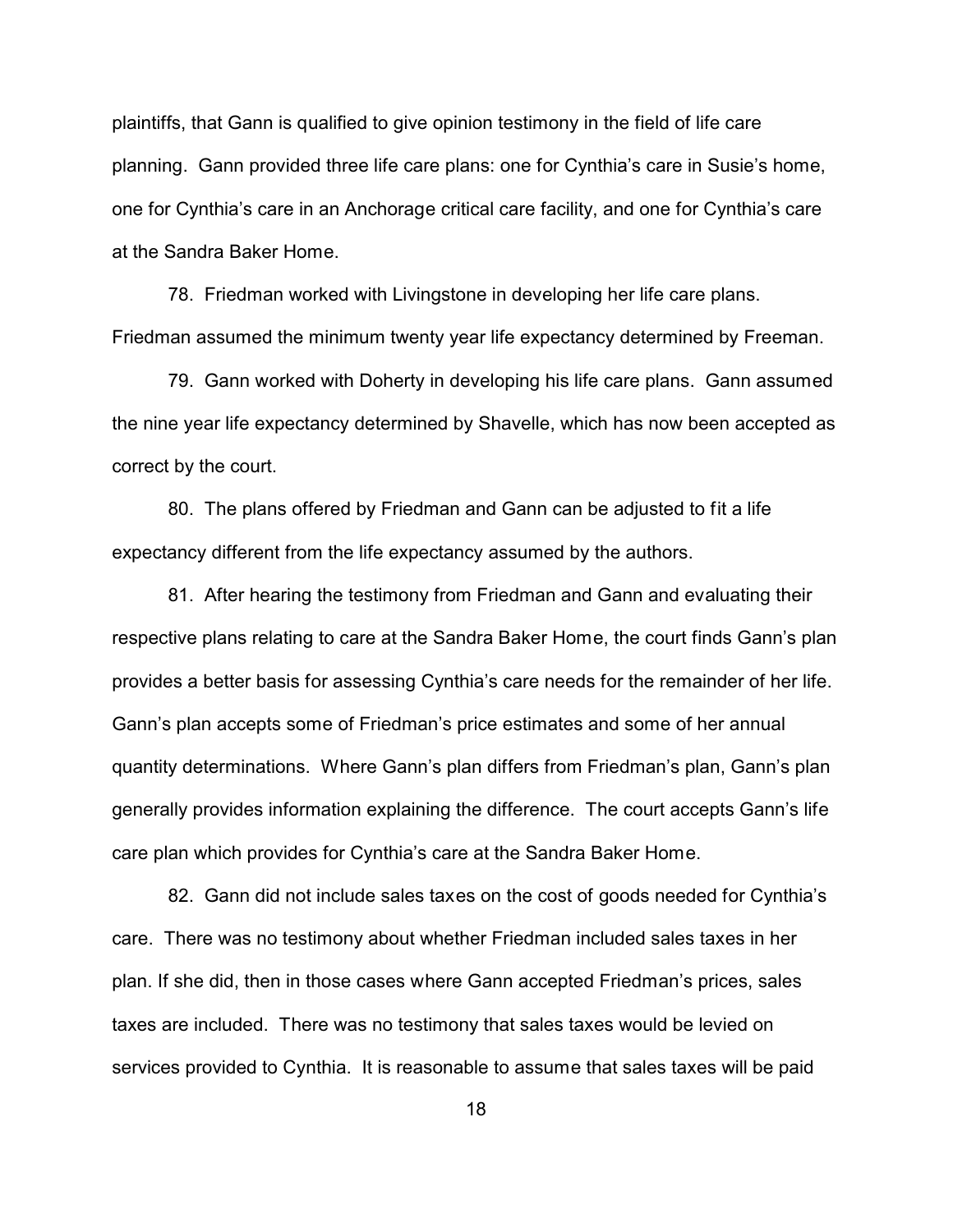plaintiffs, that Gann is qualified to give opinion testimony in the field of life care planning. Gann provided three life care plans: one for Cynthia's care in Susie's home, one for Cynthia's care in an Anchorage critical care facility, and one for Cynthia's care at the Sandra Baker Home.

78. Friedman worked with Livingstone in developing her life care plans. Friedman assumed the minimum twenty year life expectancy determined by Freeman.

79. Gann worked with Doherty in developing his life care plans. Gann assumed the nine year life expectancy determined by Shavelle, which has now been accepted as correct by the court.

80. The plans offered by Friedman and Gann can be adjusted to fit a life expectancy different from the life expectancy assumed by the authors.

81. After hearing the testimony from Friedman and Gann and evaluating their respective plans relating to care at the Sandra Baker Home, the court finds Gann's plan provides a better basis for assessing Cynthia's care needs for the remainder of her life. Gann's plan accepts some of Friedman's price estimates and some of her annual quantity determinations. Where Gann's plan differs from Friedman's plan, Gann's plan generally provides information explaining the difference. The court accepts Gann's life care plan which provides for Cynthia's care at the Sandra Baker Home.

82. Gann did not include sales taxes on the cost of goods needed for Cynthia's care. There was no testimony about whether Friedman included sales taxes in her plan. If she did, then in those cases where Gann accepted Friedman's prices, sales taxes are included. There was no testimony that sales taxes would be levied on services provided to Cynthia. It is reasonable to assume that sales taxes will be paid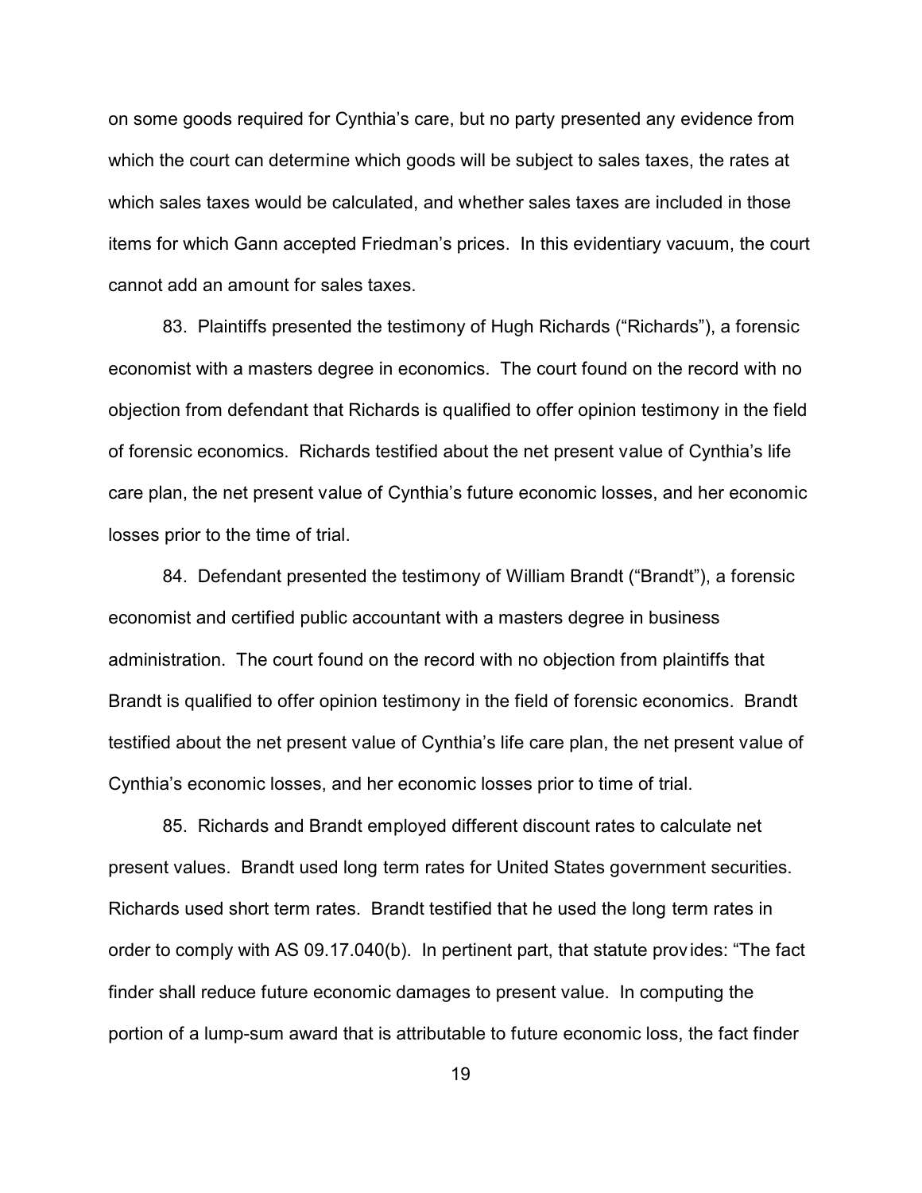on some goods required for Cynthia's care, but no party presented any evidence from which the court can determine which goods will be subject to sales taxes, the rates at which sales taxes would be calculated, and whether sales taxes are included in those items for which Gann accepted Friedman's prices. In this evidentiary vacuum, the court cannot add an amount for sales taxes.

83. Plaintiffs presented the testimony of Hugh Richards ("Richards"), a forensic economist with a masters degree in economics. The court found on the record with no objection from defendant that Richards is qualified to offer opinion testimony in the field of forensic economics. Richards testified about the net present value of Cynthia's life care plan, the net present value of Cynthia's future economic losses, and her economic losses prior to the time of trial.

84. Defendant presented the testimony of William Brandt ("Brandt"), a forensic economist and certified public accountant with a masters degree in business administration. The court found on the record with no objection from plaintiffs that Brandt is qualified to offer opinion testimony in the field of forensic economics. Brandt testified about the net present value of Cynthia's life care plan, the net present value of Cynthia's economic losses, and her economic losses prior to time of trial.

85. Richards and Brandt employed different discount rates to calculate net present values. Brandt used long term rates for United States government securities. Richards used short term rates. Brandt testified that he used the long term rates in order to comply with AS 09.17.040(b). In pertinent part, that statute provides: "The fact finder shall reduce future economic damages to present value. In computing the portion of a lump-sum award that is attributable to future economic loss, the fact finder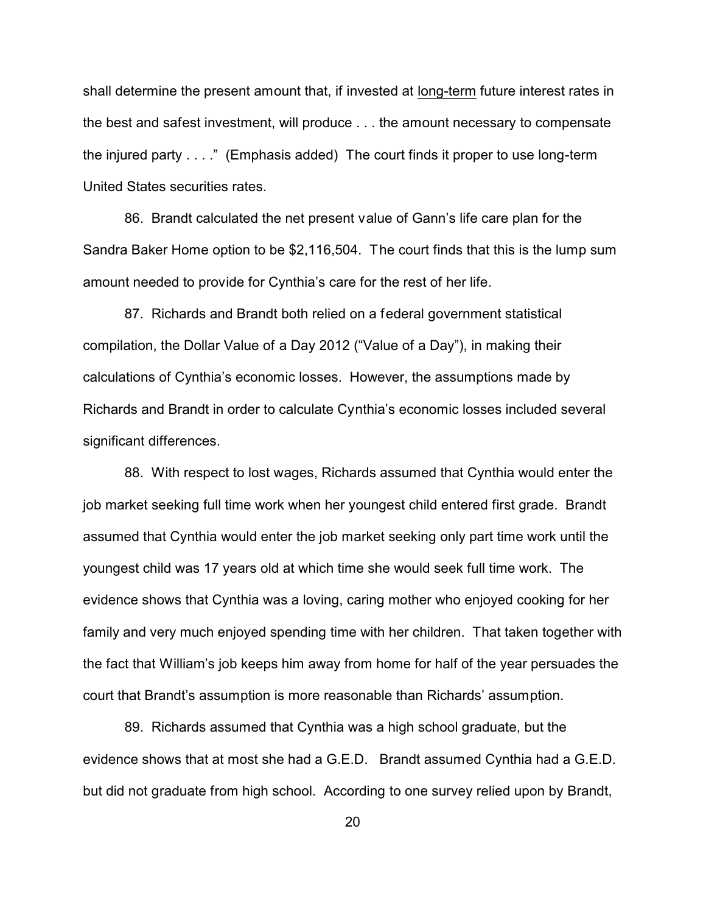shall determine the present amount that, if invested at long-term future interest rates in the best and safest investment, will produce . . . the amount necessary to compensate the injured party . . . ." (Emphasis added) The court finds it proper to use long-term United States securities rates.

86. Brandt calculated the net present value of Gann's life care plan for the Sandra Baker Home option to be $2,116,504. The court finds that this is the lump sum amount needed to provide for Cynthia's care for the rest of her life.

87. Richards and Brandt both relied on a federal government statistical compilation, the Dollar Value of a Day 2012 ("Value of a Day"), in making their calculations of Cynthia's economic losses. However, the assumptions made by Richards and Brandt in order to calculate Cynthia's economic losses included several significant differences.

88. With respect to lost wages, Richards assumed that Cynthia would enter the job market seeking full time work when her youngest child entered first grade. Brandt assumed that Cynthia would enter the job market seeking only part time work until the youngest child was 17 years old at which time she would seek full time work. The evidence shows that Cynthia was a loving, caring mother who enjoyed cooking for her family and very much enjoyed spending time with her children. That taken together with the fact that William's job keeps him away from home for half of the year persuades the court that Brandt's assumption is more reasonable than Richards' assumption.

89. Richards assumed that Cynthia was a high school graduate, but the evidence shows that at most she had a G.E.D. Brandt assumed Cynthia had a G.E.D. but did not graduate from high school. According to one survey relied upon by Brandt,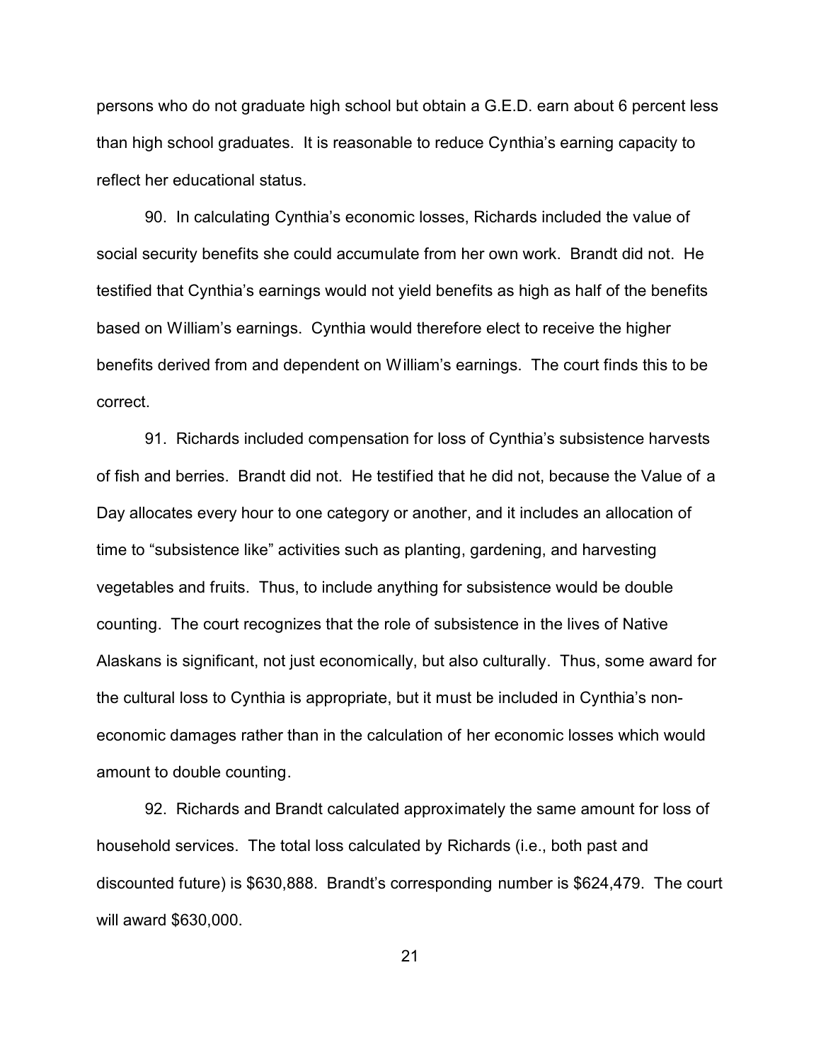persons who do not graduate high school but obtain a G.E.D. earn about 6 percent less than high school graduates. It is reasonable to reduce Cynthia's earning capacity to reflect her educational status.

90. In calculating Cynthia's economic losses, Richards included the value of social security benefits she could accumulate from her own work. Brandt did not. He testified that Cynthia's earnings would not yield benefits as high as half of the benefits based on William's earnings. Cynthia would therefore elect to receive the higher benefits derived from and dependent on William's earnings. The court finds this to be correct.

91. Richards included compensation for loss of Cynthia's subsistence harvests of fish and berries. Brandt did not. He testified that he did not, because the Value of a Day allocates every hour to one category or another, and it includes an allocation of time to "subsistence like" activities such as planting, gardening, and harvesting vegetables and fruits. Thus, to include anything for subsistence would be double counting. The court recognizes that the role of subsistence in the lives of Native Alaskans is significant, not just economically, but also culturally. Thus, some award for the cultural loss to Cynthia is appropriate, but it must be included in Cynthia's non-economic damages rather than in the calculation of her economic losses which would amount to double counting.

92. Richards and Brandt calculated approximately the same amount for loss of household services. The total loss calculated by Richards (i.e., both past and discounted future) is $630,888. Brandt's corresponding number is $624,479. The court will award $630,000.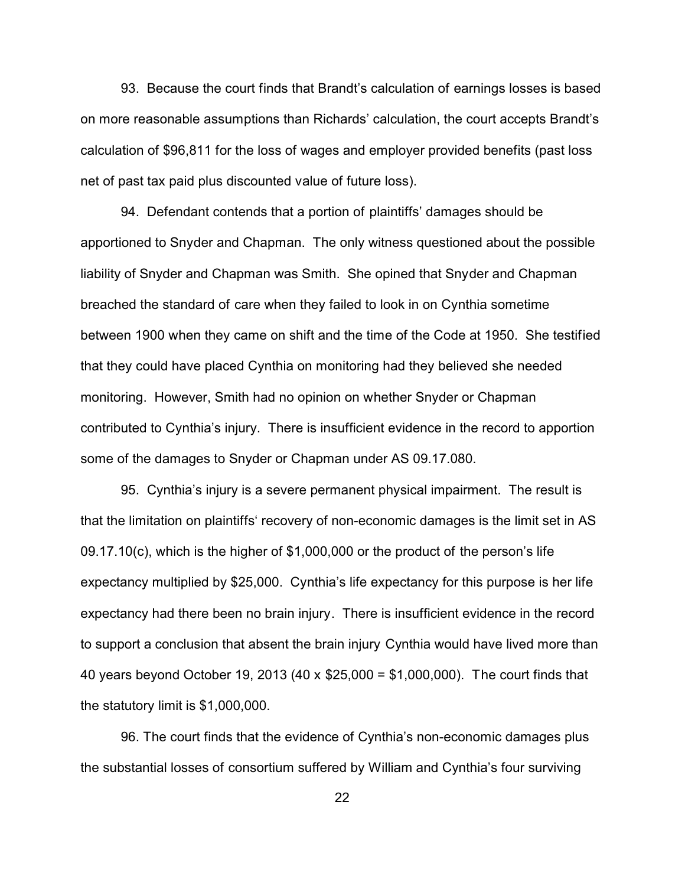93. Because the court finds that Brandt's calculation of earnings losses is based on more reasonable assumptions than Richards' calculation, the court accepts Brandt's calculation of $96,811 for the loss of wages and employer provided benefits (past loss net of past tax paid plus discounted value of future loss).

94. Defendant contends that a portion of plaintiffs' damages should be apportioned to Snyder and Chapman. The only witness questioned about the possible liability of Snyder and Chapman was Smith. She opined that Snyder and Chapman breached the standard of care when they failed to look in on Cynthia sometime between 1900 when they came on shift and the time of the Code at 1950. She testified that they could have placed Cynthia on monitoring had they believed she needed monitoring. However, Smith had no opinion on whether Snyder or Chapman contributed to Cynthia's injury. There is insufficient evidence in the record to apportion some of the damages to Snyder or Chapman under AS 09.17.080.

95. Cynthia's injury is a severe permanent physical impairment. The result is that the limitation on plaintiffs' recovery of non-economic damages is the limit set in AS 09.17.10(c), which is the higher of $1,000,000 or the product of the person's life expectancy multiplied by $25,000. Cynthia's life expectancy for this purpose is her life expectancy had there been no brain injury. There is insufficient evidence in the record to support a conclusion that absent the brain injury Cynthia would have lived more than 40 years beyond October 19, 2013 (40 x $25,000 = $1,000,000). The court finds that the statutory limit is $1,000,000.

96. The court finds that the evidence of Cynthia's non-economic damages plus the substantial losses of consortium suffered by William and Cynthia's four surviving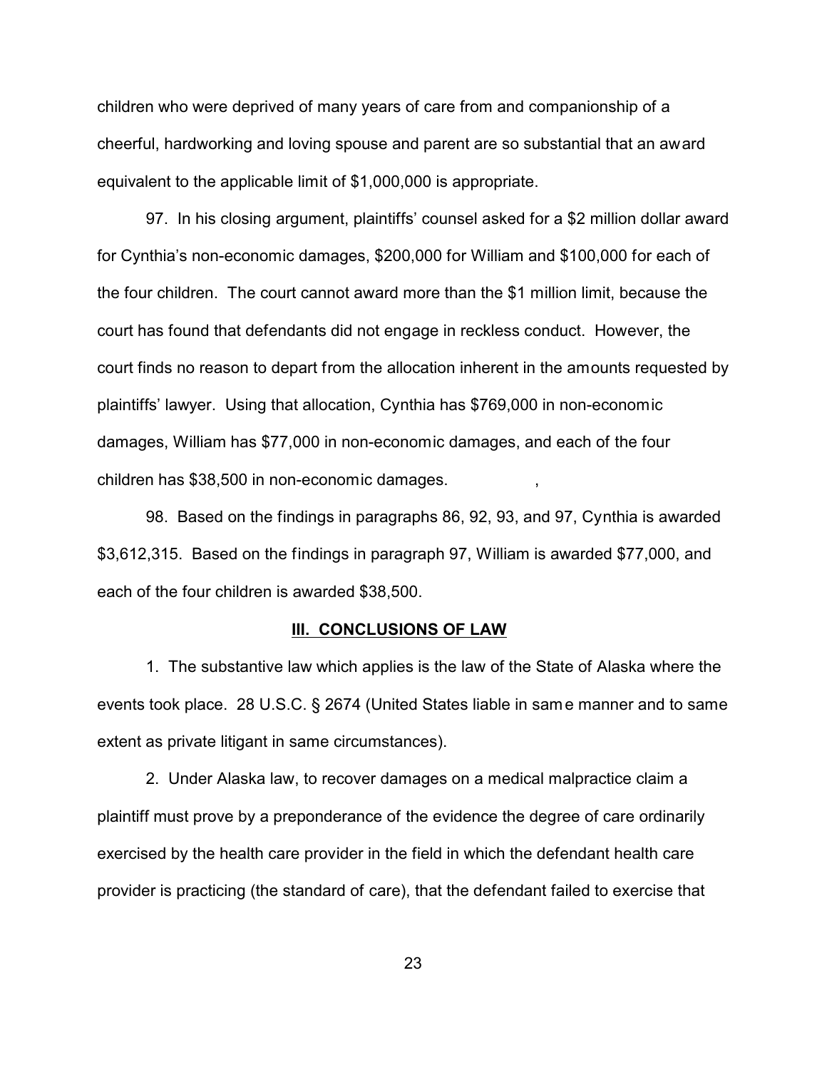children who were deprived of many years of care from and companionship of a cheerful, hardworking and loving spouse and parent are so substantial that an award equivalent to the applicable limit of $1,000,000 is appropriate.

97. In his closing argument, plaintiffs' counsel asked for a $2 million dollar award for Cynthia's non-economic damages, $200,000 for William and $100,000 for each of the four children. The court cannot award more than the $1 million limit, because the court has found that defendants did not engage in reckless conduct. However, the court finds no reason to depart from the allocation inherent in the amounts requested by plaintiffs' lawyer. Using that allocation, Cynthia has $769,000 in non-economic damages, William has $77,000 in non-economic damages, and each of the four children has $38,500 in non-economic damages.

98. Based on the findings in paragraphs 86, 92, 93, and 97, Cynthia is awarded $3,612,315. Based on the findings in paragraph 97, William is awarded $77,000, and each of the four children is awarded $38,500.

## III. CONCLUSIONS OF LAW

1. The substantive law which applies is the law of the State of Alaska where the events took place. 28 U.S.C. § 2674 (United States liable in same manner and to same extent as private litigant in same circumstances).

2. Under Alaska law, to recover damages on a medical malpractice claim a plaintiff must prove by a preponderance of the evidence the degree of care ordinarily exercised by the health care provider in the field in which the defendant health care provider is practicing (the standard of care), that the defendant failed to exercise that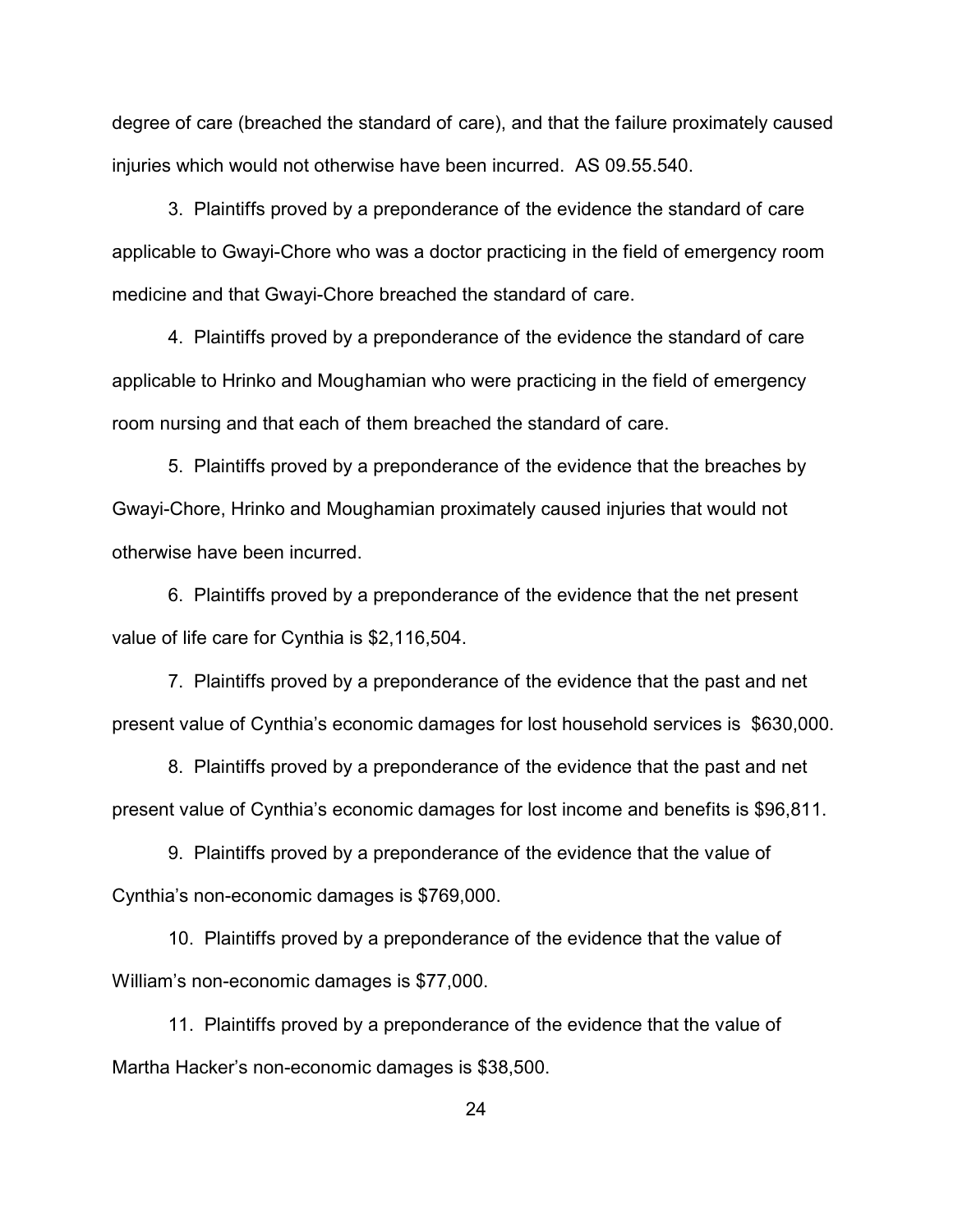degree of care (breached the standard of care), and that the failure proximately caused injuries which would not otherwise have been incurred. AS 09.55.540.

3. Plaintiffs proved by a preponderance of the evidence the standard of care applicable to Gwayi-Chore who was a doctor practicing in the field of emergency room medicine and that Gwayi-Chore breached the standard of care.

4. Plaintiffs proved by a preponderance of the evidence the standard of care applicable to Hrinko and Moughamian who were practicing in the field of emergency room nursing and that each of them breached the standard of care.

5. Plaintiffs proved by a preponderance of the evidence that the breaches by Gwayi-Chore, Hrinko and Moughamian proximately caused injuries that would not otherwise have been incurred.

6. Plaintiffs proved by a preponderance of the evidence that the net present value of life care for Cynthia is $2,116,504.

7. Plaintiffs proved by a preponderance of the evidence that the past and net present value of Cynthia's economic damages for lost household services is $630,000.

8. Plaintiffs proved by a preponderance of the evidence that the past and net present value of Cynthia's economic damages for lost income and benefits is $96,811.

9. Plaintiffs proved by a preponderance of the evidence that the value of Cynthia's non-economic damages is $769,000.

10. Plaintiffs proved by a preponderance of the evidence that the value of William's non-economic damages is $77,000.

11. Plaintiffs proved by a preponderance of the evidence that the value of Martha Hacker's non-economic damages is $38,500.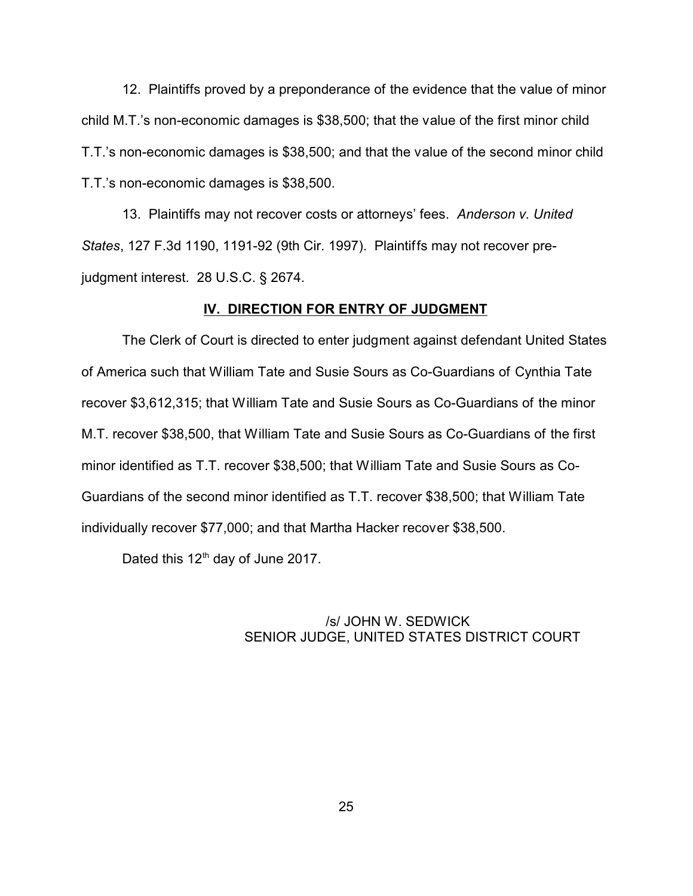12. Plaintiffs proved by a preponderance of the evidence that the value of minor child M.T.'s non-economic damages is $38,500; that the value of the first minor child T.T.'s non-economic damages is $38,500; and that the value of the second minor child T.T.'s non-economic damages is $38,500.

13. Plaintiffs may not recover costs or attorneys' fees. *Anderson v. United States*, 127 F.3d 1190, 1191-92 (9th Cir. 1997). Plaintiffs may not recover pre-judgment interest. 28 U.S.C. § 2674.

## IV. DIRECTION FOR ENTRY OF JUDGMENT

The Clerk of Court is directed to enter judgment against defendant United States of America such that William Tate and Susie Sours as Co-Guardians of Cynthia Tate recover $3,612,315; that William Tate and Susie Sours as Co-Guardians of the minor M.T. recover $38,500, that William Tate and Susie Sours as Co-Guardians of the first minor identified as T.T. recover $38,500; that William Tate and Susie Sours as Co-Guardians of the second minor identified as T.T. recover $38,500; that William Tate individually recover $77,000; and that Martha Hacker recover $38,500.

Dated this 12th day of June 2017.

/s/ JOHN W. SEDWICK
SENIOR JUDGE, UNITED STATES DISTRICT COURT